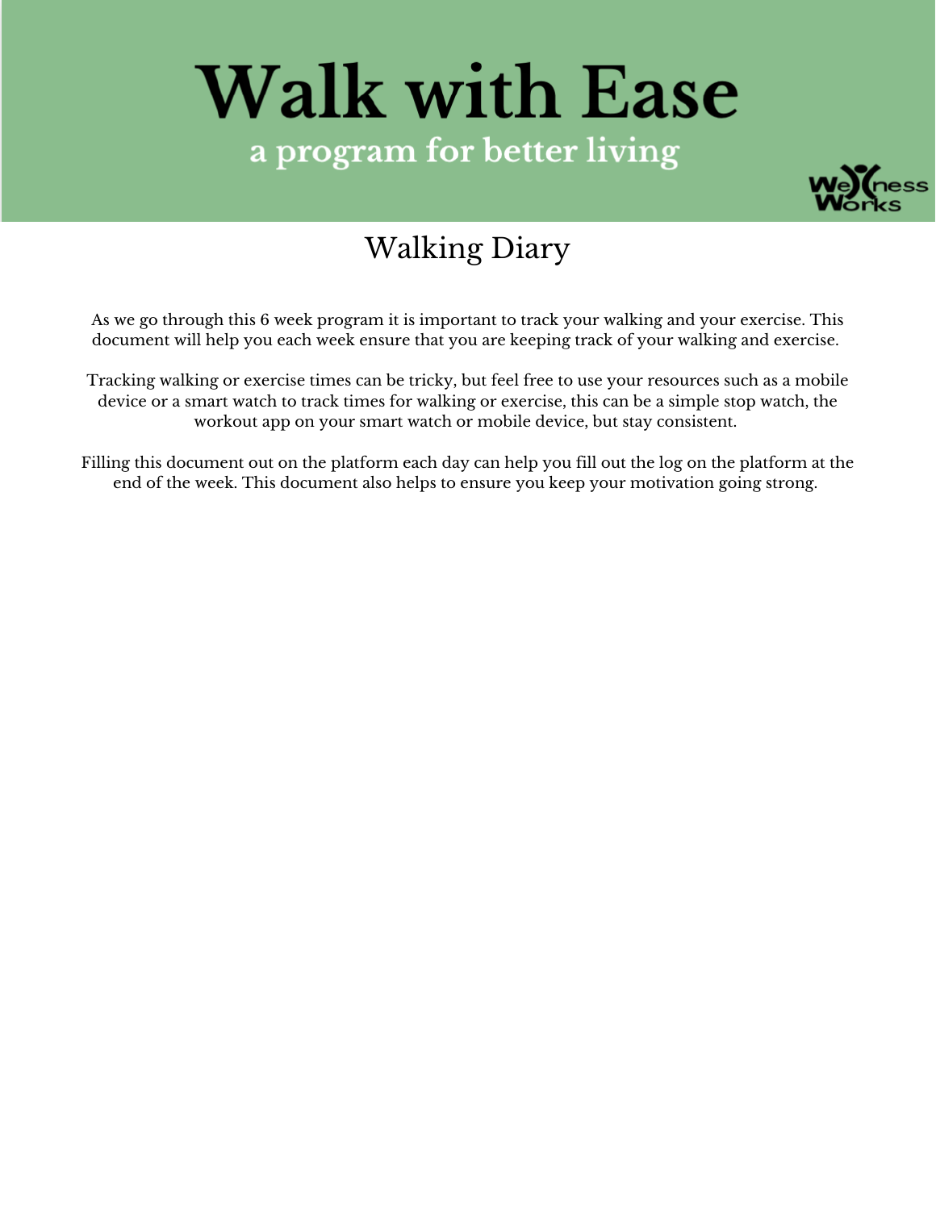# Walk with Ease

## a program for better living

Wellness Works

## Walking Diary

As we go through this 6 week program it is important to track your walking and your exercise. This document will help you each week ensure that you are keeping track of your walking and exercise.

Tracking walking or exercise times can be tricky, but feel free to use your resources such as a mobile device or a smart watch to track times for walking or exercise, this can be a simple stop watch, the workout app on your smart watch or mobile device, but stay consistent.

Filling this document out on the platform each day can help you fill out the log on the platform at the end of the week. This document also helps to ensure you keep your motivation going strong.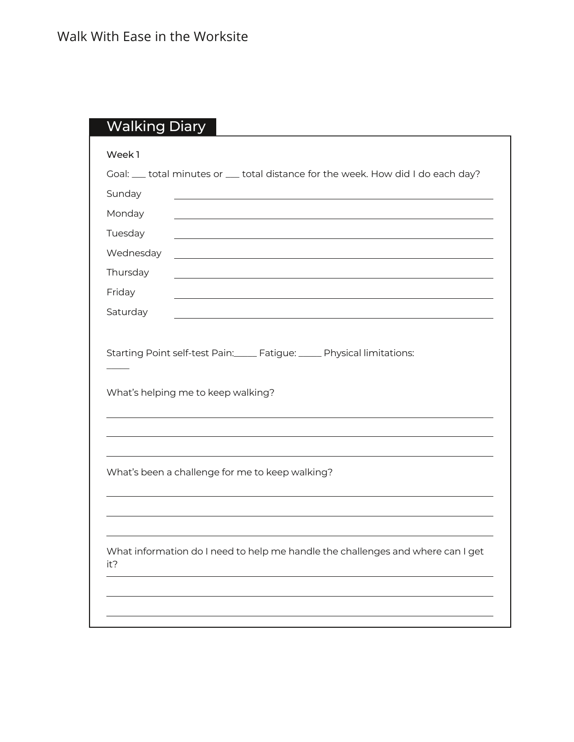## Walking Diary

**Week 1**

Goal: ___ total minutes or ___ total distance for the week. How did I do each day?

Sunday ____________________________________________

Monday ____________________________________________

Tuesday ____________________________________________

Wednesday ____________________________________________

Thursday ____________________________________________

Friday ____________________________________________

Saturday ____________________________________________

Starting Point self-test Pain:_____ Fatigue: _____ Physical limitations: _____

What's helping me to keep walking?

____________________________________________

____________________________________________

____________________________________________

What's been a challenge for me to keep walking?

____________________________________________

____________________________________________

____________________________________________

What information do I need to help me handle the challenges and where can I get it?

____________________________________________

____________________________________________

____________________________________________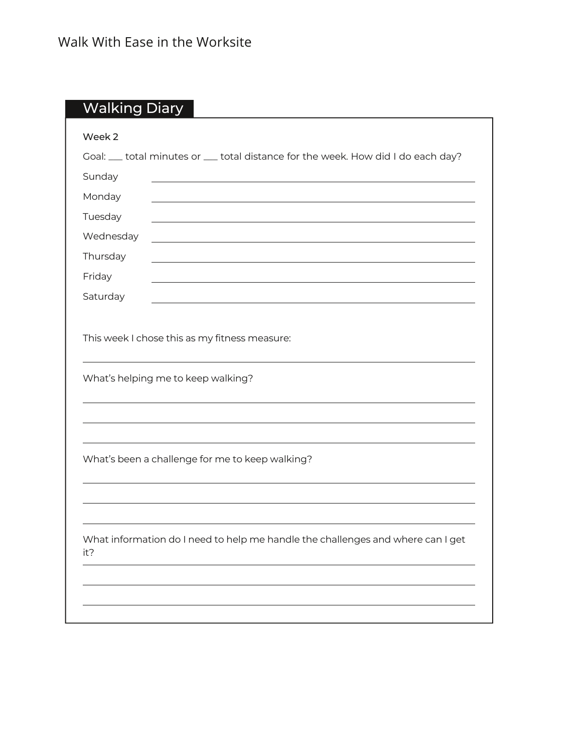## Walking Diary

**Week 2**

Goal: ___ total minutes or ___ total distance for the week. How did I do each day?

Sunday ____________________________________________

Monday ____________________________________________

Tuesday ____________________________________________

Wednesday ____________________________________________

Thursday ____________________________________________

Friday ____________________________________________

Saturday ____________________________________________

This week I chose this as my fitness measure:

____________________________________________

What's helping me to keep walking?

____________________________________________

____________________________________________

____________________________________________

What's been a challenge for me to keep walking?

____________________________________________

____________________________________________

____________________________________________

What information do I need to help me handle the challenges and where can I get it?

____________________________________________

____________________________________________

____________________________________________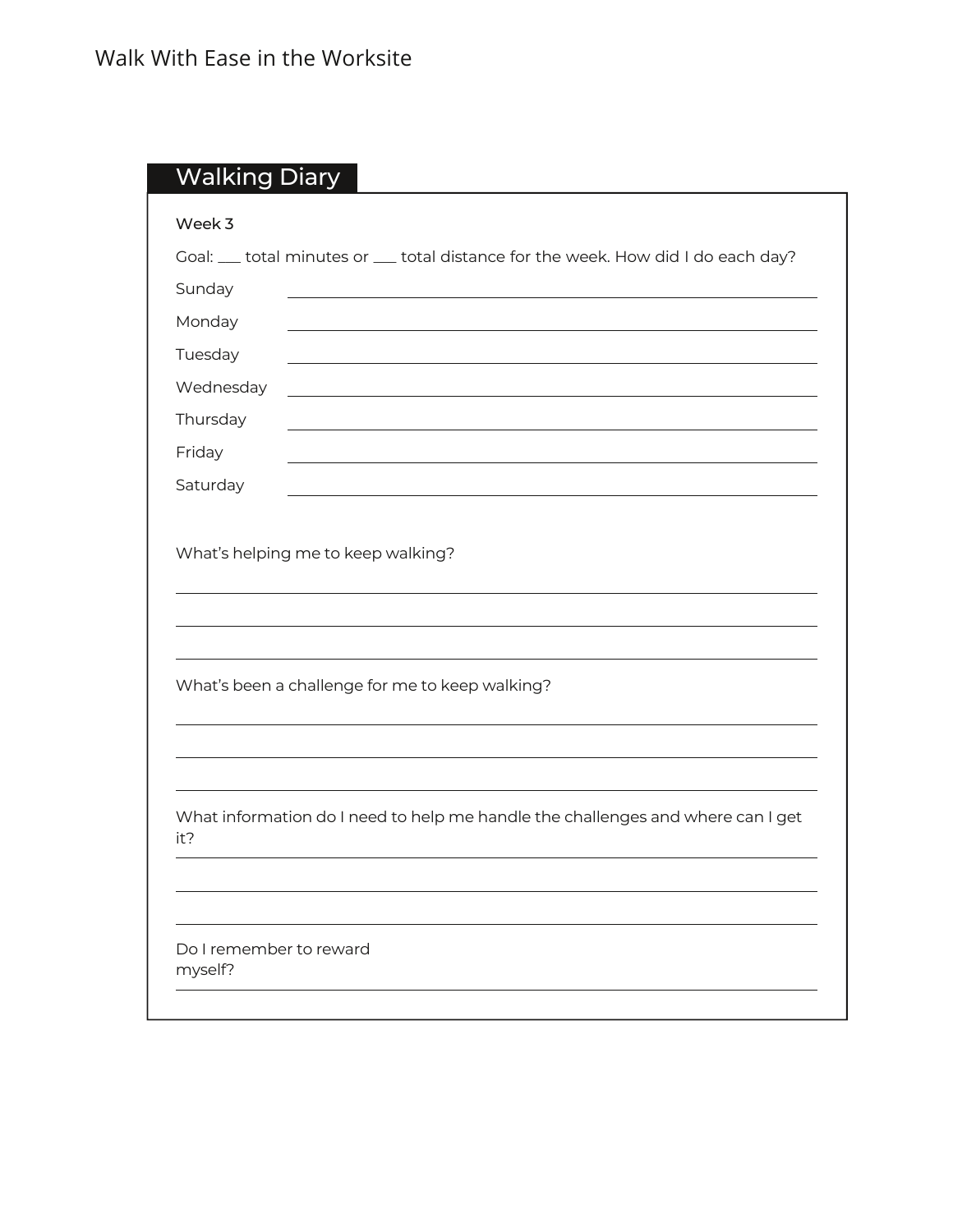## Walking Diary

**Week 3**

Goal: ___ total minutes or ___ total distance for the week. How did I do each day?

Sunday ______________________________

Monday ______________________________

Tuesday ______________________________

Wednesday ______________________________

Thursday ______________________________

Friday ______________________________

Saturday ______________________________

What's helping me to keep walking?

______________________________

______________________________

______________________________

What's been a challenge for me to keep walking?

______________________________

______________________________

______________________________

What information do I need to help me handle the challenges and where can I get it?

______________________________

______________________________

______________________________

Do I remember to reward myself?

______________________________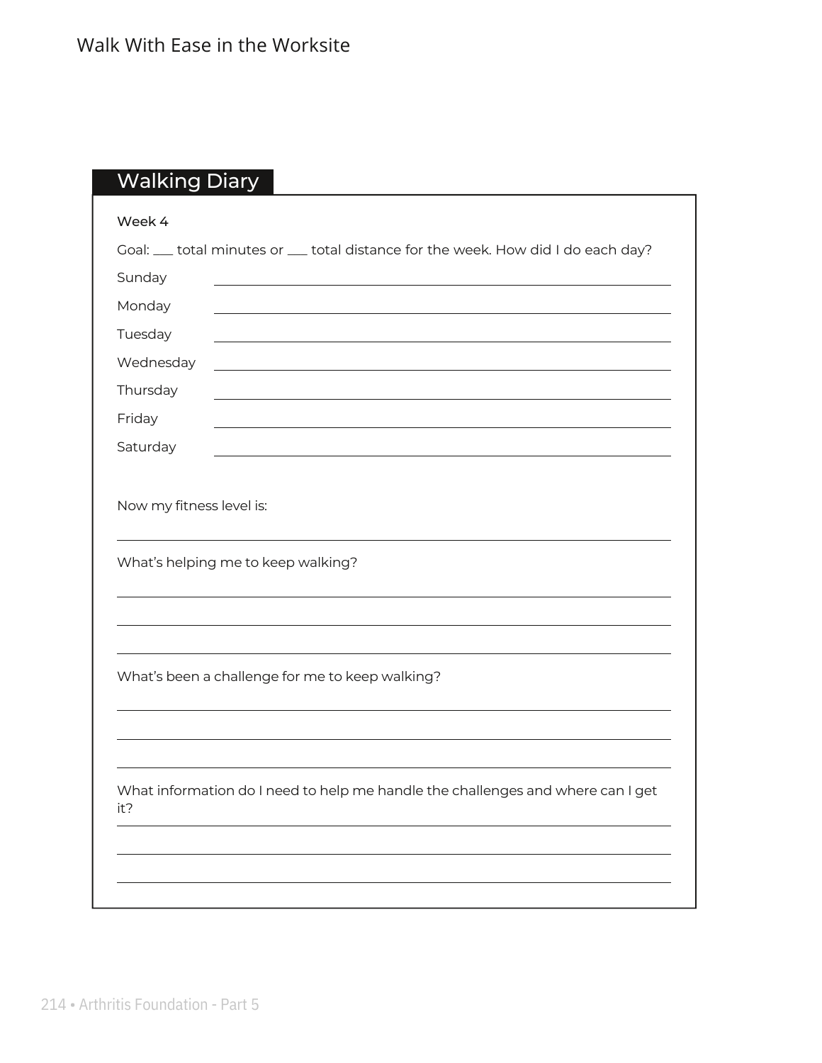## Walking Diary

**Week 4**

Goal: ___ total minutes or ___ total distance for the week. How did I do each day?

Sunday ______________________________

Monday ______________________________

Tuesday ______________________________

Wednesday ______________________________

Thursday ______________________________

Friday ______________________________

Saturday ______________________________

Now my fitness level is:

______________________________

What's helping me to keep walking?

______________________________

______________________________

______________________________

What's been a challenge for me to keep walking?

______________________________

______________________________

______________________________

What information do I need to help me handle the challenges and where can I get it?

______________________________

______________________________

______________________________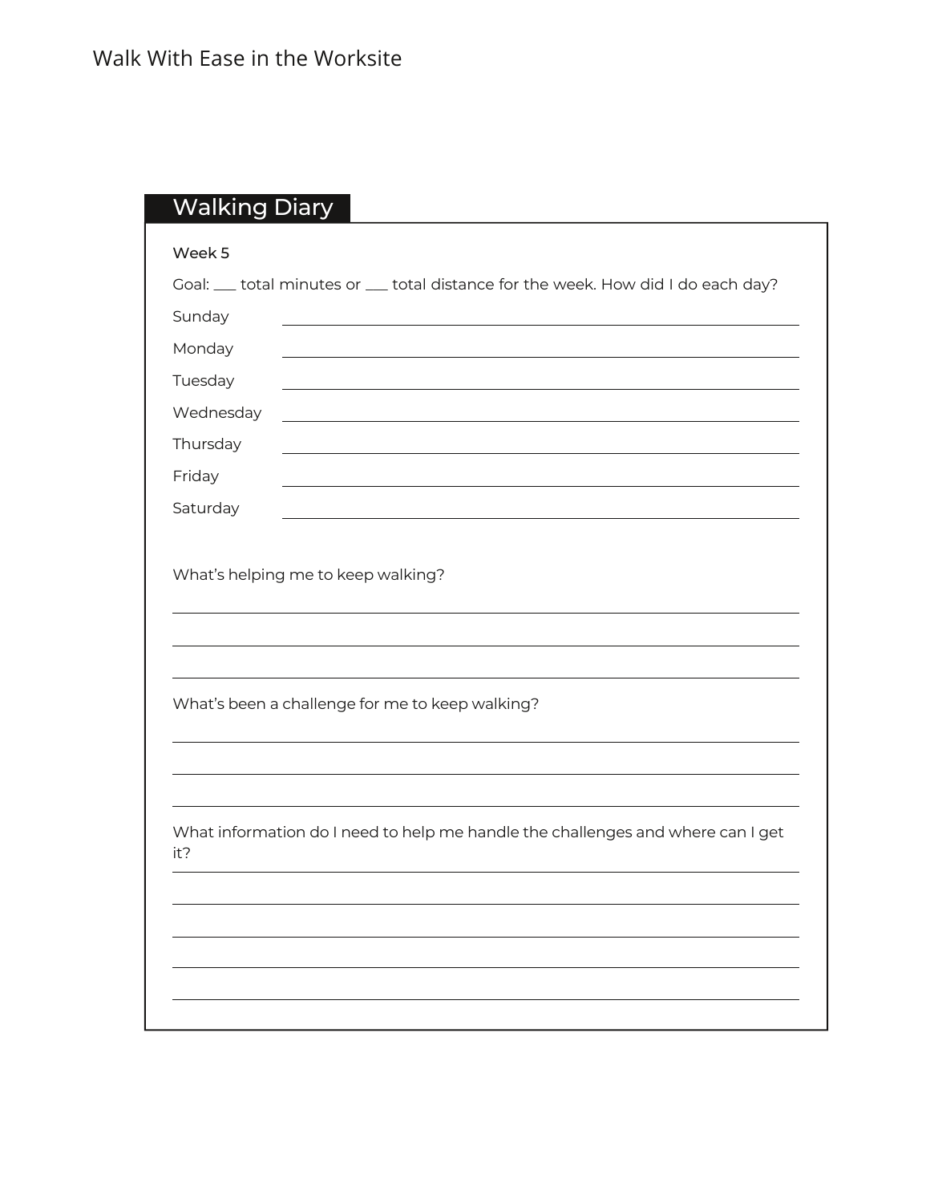## Walking Diary

**Week 5**

Goal: ___ total minutes or ___ total distance for the week. How did I do each day?

Sunday ______________________________

Monday ______________________________

Tuesday ______________________________

Wednesday ______________________________

Thursday ______________________________

Friday ______________________________

Saturday ______________________________

What's helping me to keep walking?

______________________________

______________________________

______________________________

What's been a challenge for me to keep walking?

______________________________

______________________________

______________________________

What information do I need to help me handle the challenges and where can I get it?

______________________________

______________________________

______________________________

______________________________

______________________________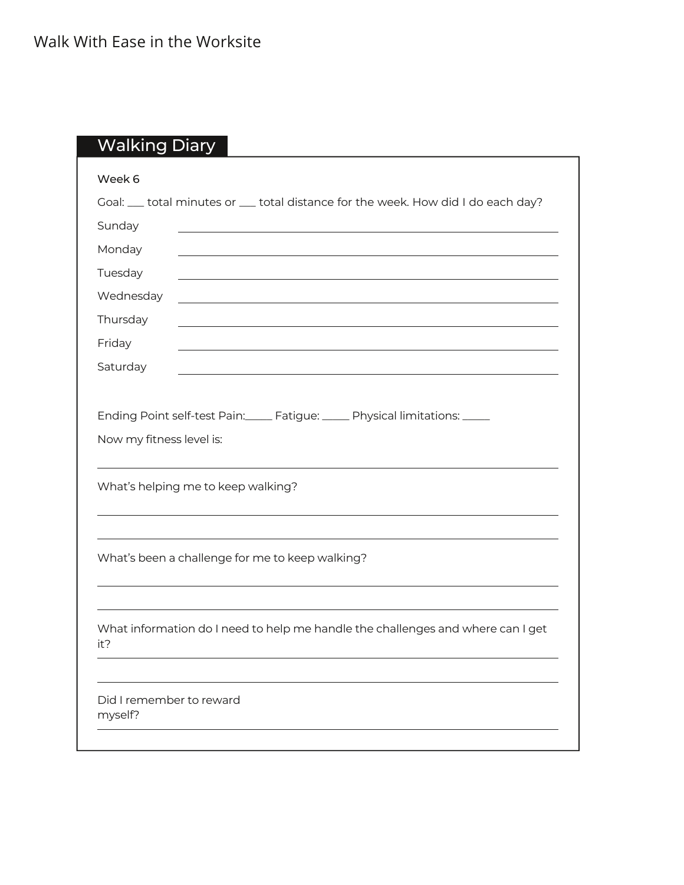## Walking Diary

**Week 6**

Goal: ___ total minutes or ___ total distance for the week. How did I do each day?

Sunday ____________________________________________

Monday ____________________________________________

Tuesday ____________________________________________

Wednesday ____________________________________________

Thursday ____________________________________________

Friday ____________________________________________

Saturday ____________________________________________

Ending Point self-test Pain:_____ Fatigue: _____ Physical limitations: _____

Now my fitness level is:

____________________________________________

What's helping me to keep walking?

____________________________________________

____________________________________________

What's been a challenge for me to keep walking?

____________________________________________

____________________________________________

What information do I need to help me handle the challenges and where can I get it?

____________________________________________

____________________________________________

Did I remember to reward myself?

____________________________________________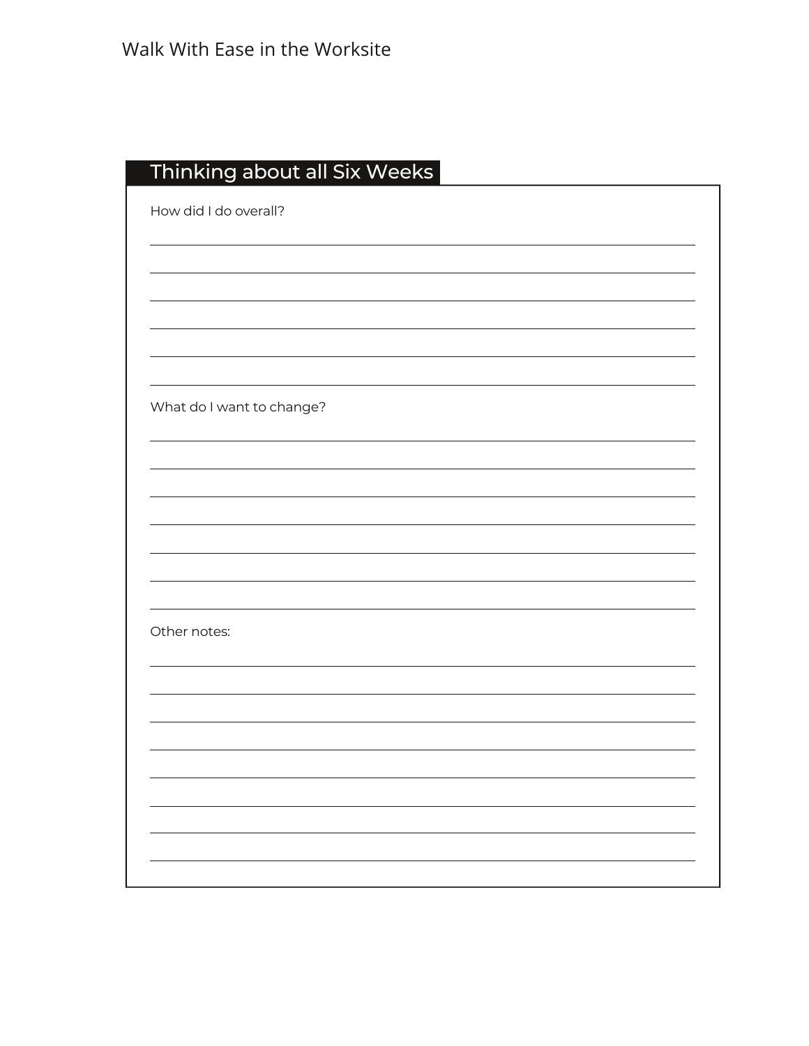## Thinking about all Six Weeks

How did I do overall?

What do I want to change?

Other notes: